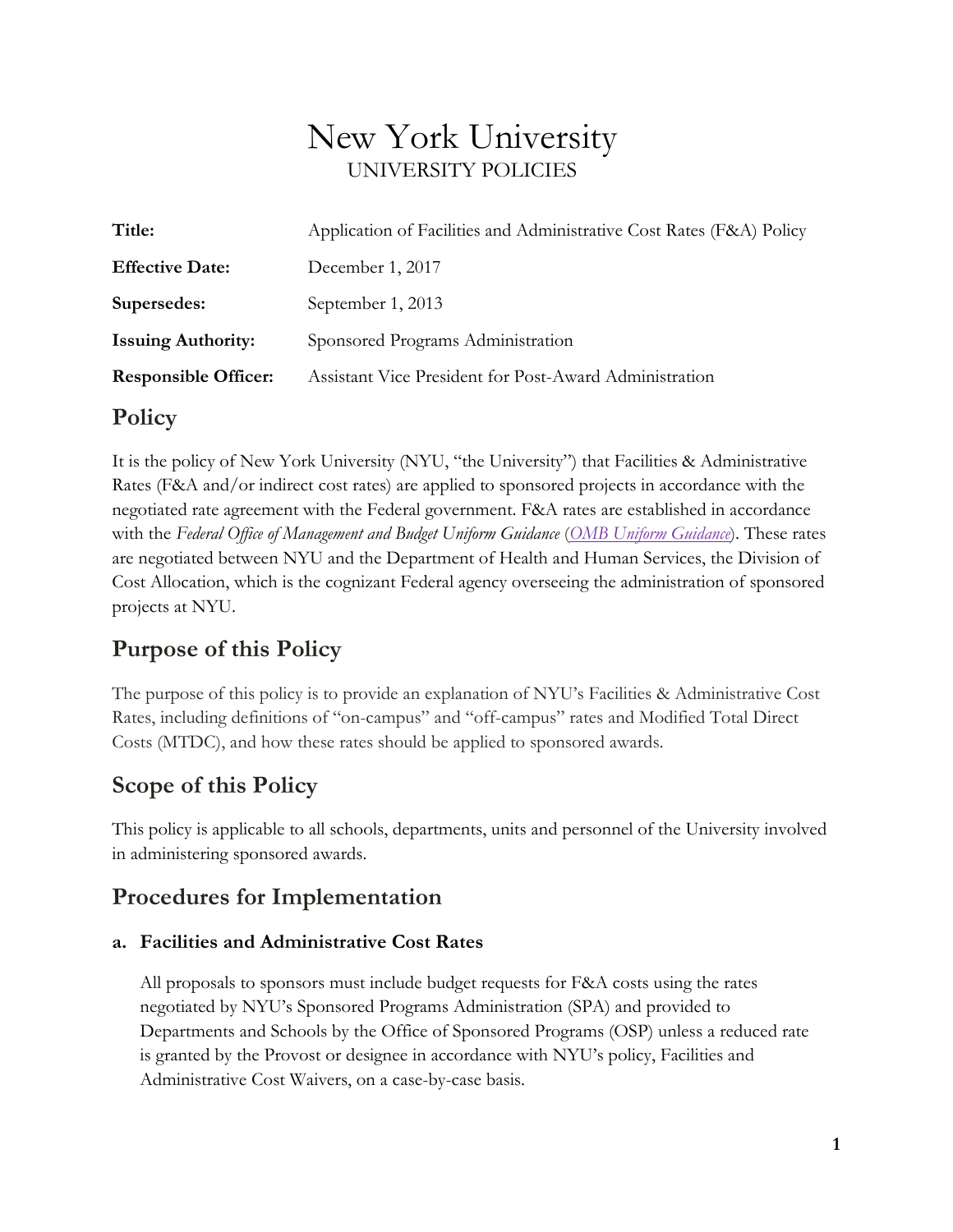# New York University
UNIVERSITY POLICIES

| | |
|---|---|
| **Title:** | Application of Facilities and Administrative Cost Rates (F&A) Policy |
| **Effective Date:** | December 1, 2017 |
| **Supersedes:** | September 1, 2013 |
| **Issuing Authority:** | Sponsored Programs Administration |
| **Responsible Officer:** | Assistant Vice President for Post-Award Administration |

## Policy

It is the policy of New York University (NYU, "the University") that Facilities & Administrative Rates (F&A and/or indirect cost rates) are applied to sponsored projects in accordance with the negotiated rate agreement with the Federal government. F&A rates are established in accordance with the *Federal Office of Management and Budget Uniform Guidance* (*OMB Uniform Guidance*). These rates are negotiated between NYU and the Department of Health and Human Services, the Division of Cost Allocation, which is the cognizant Federal agency overseeing the administration of sponsored projects at NYU.

## Purpose of this Policy

The purpose of this policy is to provide an explanation of NYU's Facilities & Administrative Cost Rates, including definitions of "on-campus" and "off-campus" rates and Modified Total Direct Costs (MTDC), and how these rates should be applied to sponsored awards.

## Scope of this Policy

This policy is applicable to all schools, departments, units and personnel of the University involved in administering sponsored awards.

## Procedures for Implementation

### a. Facilities and Administrative Cost Rates

All proposals to sponsors must include budget requests for F&A costs using the rates negotiated by NYU's Sponsored Programs Administration (SPA) and provided to Departments and Schools by the Office of Sponsored Programs (OSP) unless a reduced rate is granted by the Provost or designee in accordance with NYU's policy, Facilities and Administrative Cost Waivers, on a case-by-case basis.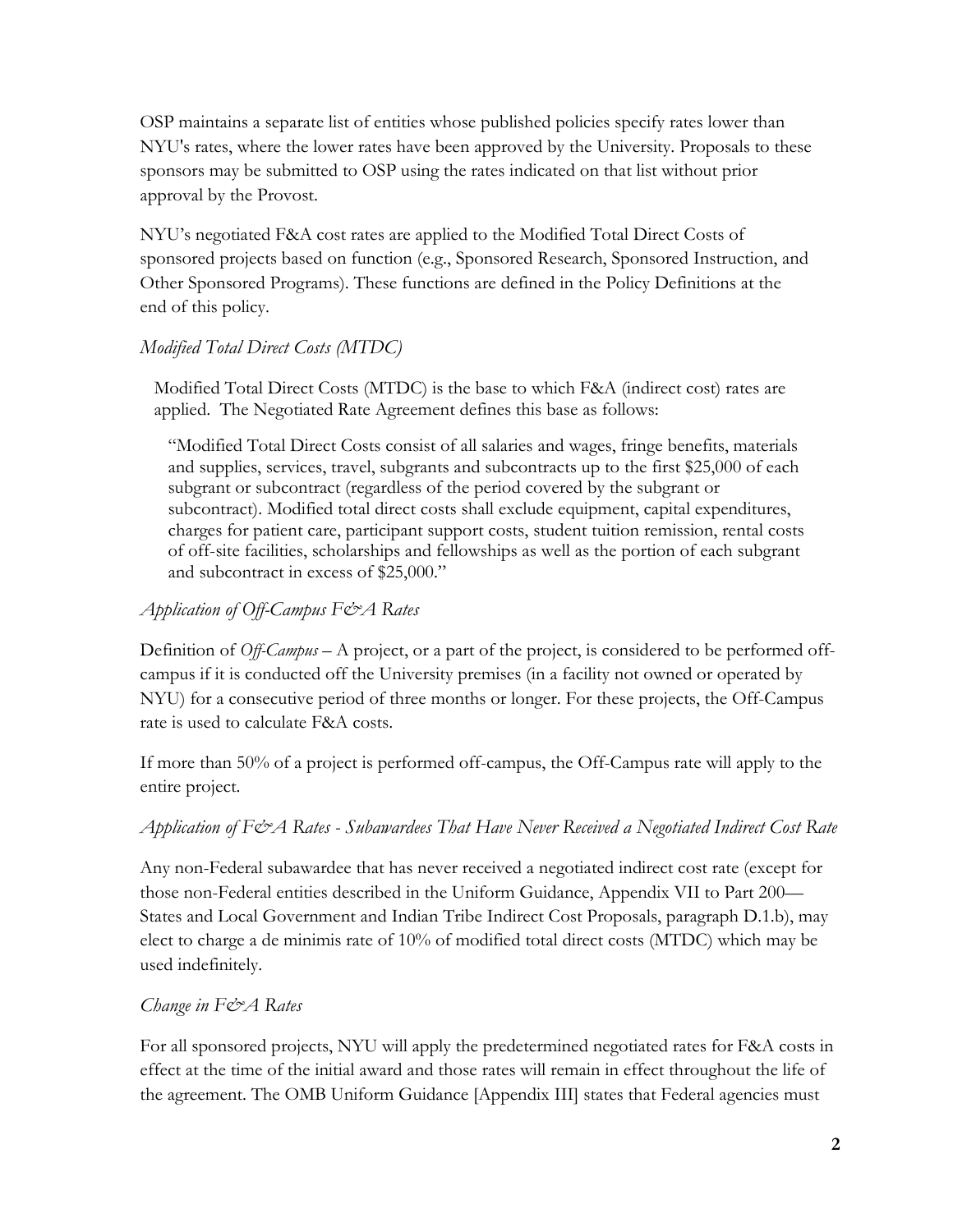OSP maintains a separate list of entities whose published policies specify rates lower than NYU's rates, where the lower rates have been approved by the University. Proposals to these sponsors may be submitted to OSP using the rates indicated on that list without prior approval by the Provost.

NYU's negotiated F&A cost rates are applied to the Modified Total Direct Costs of sponsored projects based on function (e.g., Sponsored Research, Sponsored Instruction, and Other Sponsored Programs). These functions are defined in the Policy Definitions at the end of this policy.

### *Modified Total Direct Costs (MTDC)*

Modified Total Direct Costs (MTDC) is the base to which F&A (indirect cost) rates are applied. The Negotiated Rate Agreement defines this base as follows:

> "Modified Total Direct Costs consist of all salaries and wages, fringe benefits, materials and supplies, services, travel, subgrants and subcontracts up to the first $25,000 of each subgrant or subcontract (regardless of the period covered by the subgrant or subcontract). Modified total direct costs shall exclude equipment, capital expenditures, charges for patient care, participant support costs, student tuition remission, rental costs of off-site facilities, scholarships and fellowships as well as the portion of each subgrant and subcontract in excess of $25,000."

### *Application of Off-Campus F&A Rates*

Definition of *Off-Campus* – A project, or a part of the project, is considered to be performed off-campus if it is conducted off the University premises (in a facility not owned or operated by NYU) for a consecutive period of three months or longer. For these projects, the Off-Campus rate is used to calculate F&A costs.

If more than 50% of a project is performed off-campus, the Off-Campus rate will apply to the entire project.

### *Application of F&A Rates - Subawardees That Have Never Received a Negotiated Indirect Cost Rate*

Any non-Federal subawardee that has never received a negotiated indirect cost rate (except for those non-Federal entities described in the Uniform Guidance, Appendix VII to Part 200—States and Local Government and Indian Tribe Indirect Cost Proposals, paragraph D.1.b), may elect to charge a de minimis rate of 10% of modified total direct costs (MTDC) which may be used indefinitely.

### *Change in F&A Rates*

For all sponsored projects, NYU will apply the predetermined negotiated rates for F&A costs in effect at the time of the initial award and those rates will remain in effect throughout the life of the agreement. The OMB Uniform Guidance [Appendix III] states that Federal agencies must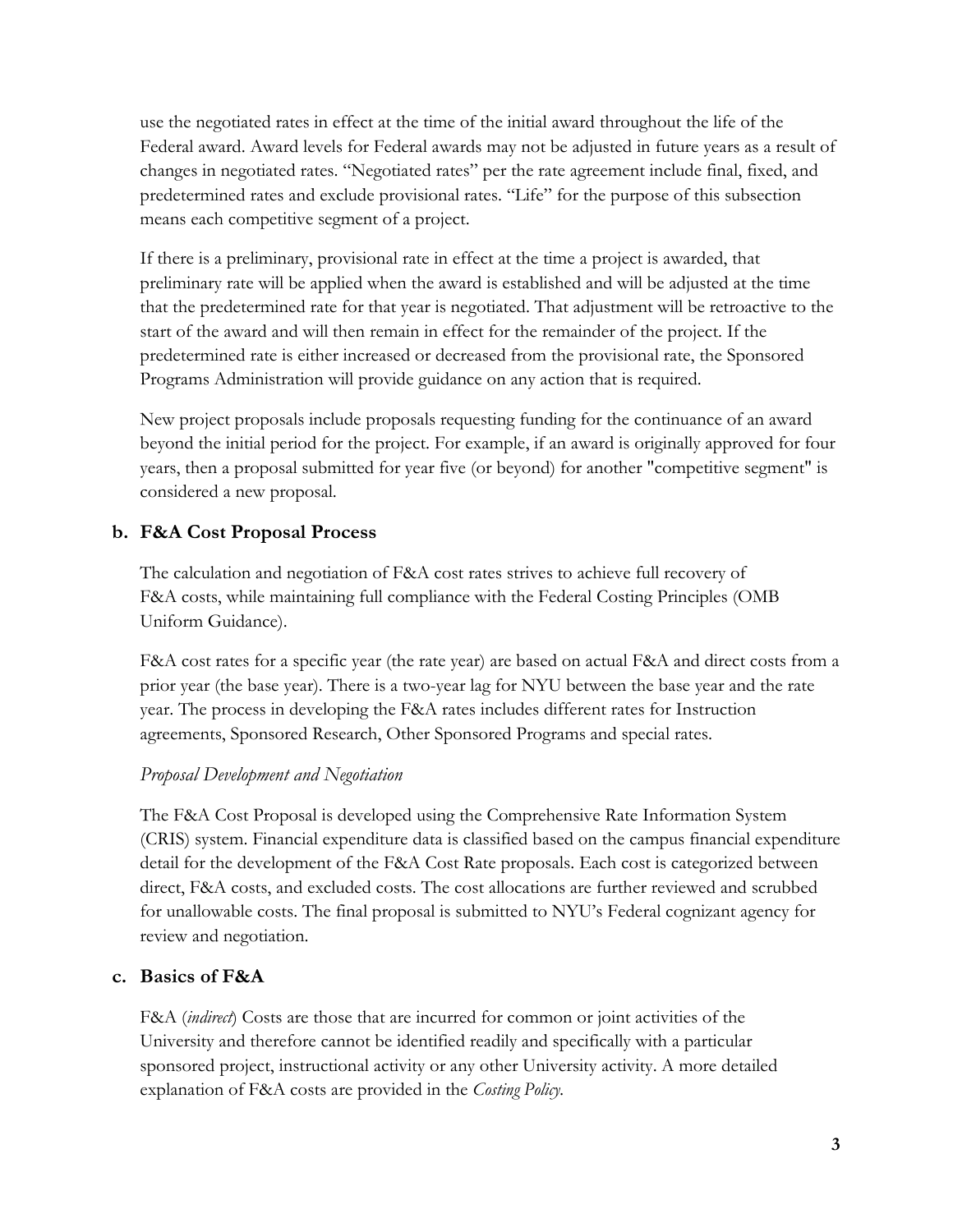use the negotiated rates in effect at the time of the initial award throughout the life of the Federal award. Award levels for Federal awards may not be adjusted in future years as a result of changes in negotiated rates. "Negotiated rates" per the rate agreement include final, fixed, and predetermined rates and exclude provisional rates. "Life" for the purpose of this subsection means each competitive segment of a project.

If there is a preliminary, provisional rate in effect at the time a project is awarded, that preliminary rate will be applied when the award is established and will be adjusted at the time that the predetermined rate for that year is negotiated. That adjustment will be retroactive to the start of the award and will then remain in effect for the remainder of the project. If the predetermined rate is either increased or decreased from the provisional rate, the Sponsored Programs Administration will provide guidance on any action that is required.

New project proposals include proposals requesting funding for the continuance of an award beyond the initial period for the project. For example, if an award is originally approved for four years, then a proposal submitted for year five (or beyond) for another "competitive segment" is considered a new proposal.

### b. F&A Cost Proposal Process

The calculation and negotiation of F&A cost rates strives to achieve full recovery of F&A costs, while maintaining full compliance with the Federal Costing Principles (OMB Uniform Guidance).

F&A cost rates for a specific year (the rate year) are based on actual F&A and direct costs from a prior year (the base year). There is a two-year lag for NYU between the base year and the rate year. The process in developing the F&A rates includes different rates for Instruction agreements, Sponsored Research, Other Sponsored Programs and special rates.

*Proposal Development and Negotiation*

The F&A Cost Proposal is developed using the Comprehensive Rate Information System (CRIS) system. Financial expenditure data is classified based on the campus financial expenditure detail for the development of the F&A Cost Rate proposals. Each cost is categorized between direct, F&A costs, and excluded costs. The cost allocations are further reviewed and scrubbed for unallowable costs. The final proposal is submitted to NYU's Federal cognizant agency for review and negotiation.

### c. Basics of F&A

F&A (*indirect*) Costs are those that are incurred for common or joint activities of the University and therefore cannot be identified readily and specifically with a particular sponsored project, instructional activity or any other University activity. A more detailed explanation of F&A costs are provided in the *Costing Policy*.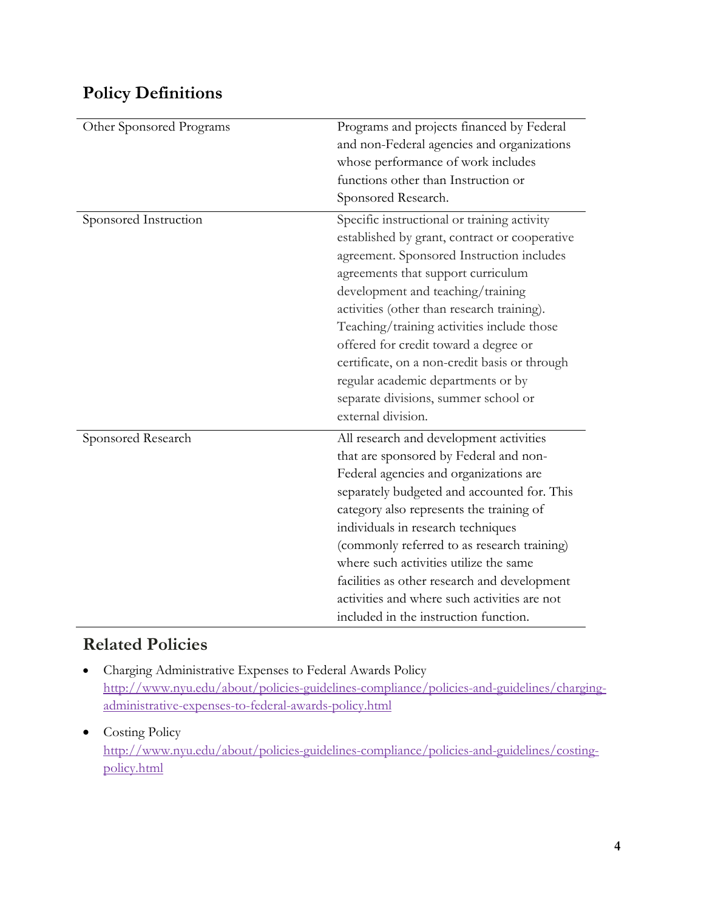## Policy Definitions

| | |
|---|---|
| Other Sponsored Programs | Programs and projects financed by Federal and non-Federal agencies and organizations whose performance of work includes functions other than Instruction or Sponsored Research. |
| Sponsored Instruction | Specific instructional or training activity established by grant, contract or cooperative agreement. Sponsored Instruction includes agreements that support curriculum development and teaching/training activities (other than research training). Teaching/training activities include those offered for credit toward a degree or certificate, on a non-credit basis or through regular academic departments or by separate divisions, summer school or external division. |
| Sponsored Research | All research and development activities that are sponsored by Federal and non-Federal agencies and organizations are separately budgeted and accounted for. This category also represents the training of individuals in research techniques (commonly referred to as research training) where such activities utilize the same facilities as other research and development activities and where such activities are not included in the instruction function. |

## Related Policies

- Charging Administrative Expenses to Federal Awards Policy
  http://www.nyu.edu/about/policies-guidelines-compliance/policies-and-guidelines/charging-administrative-expenses-to-federal-awards-policy.html
- Costing Policy
  http://www.nyu.edu/about/policies-guidelines-compliance/policies-and-guidelines/costing-policy.html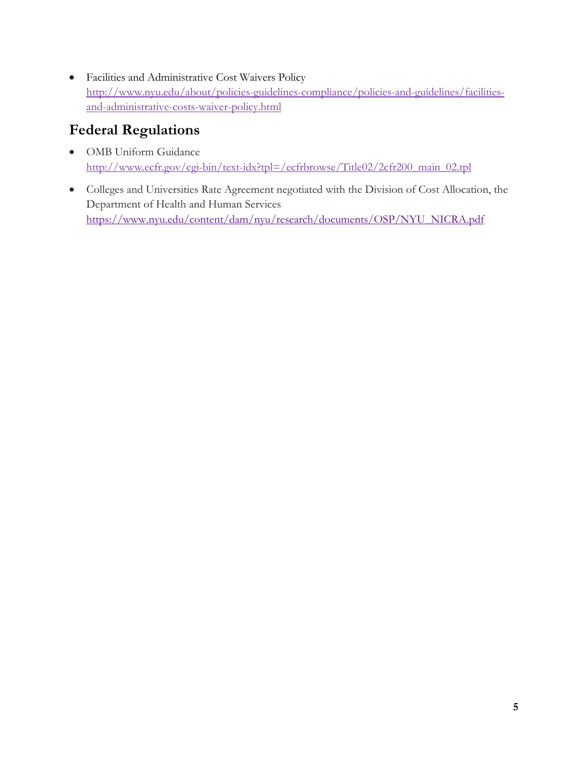- Facilities and Administrative Cost Waivers Policy
  http://www.nyu.edu/about/policies-guidelines-compliance/policies-and-guidelines/facilities-and-administrative-costs-waiver-policy.html

## Federal Regulations

- OMB Uniform Guidance
  http://www.ecfr.gov/cgi-bin/text-idx?tpl=/ecfrbrowse/Title02/2cfr200_main_02.tpl
- Colleges and Universities Rate Agreement negotiated with the Division of Cost Allocation, the Department of Health and Human Services
  https://www.nyu.edu/content/dam/nyu/research/documents/OSP/NYU_NICRA.pdf